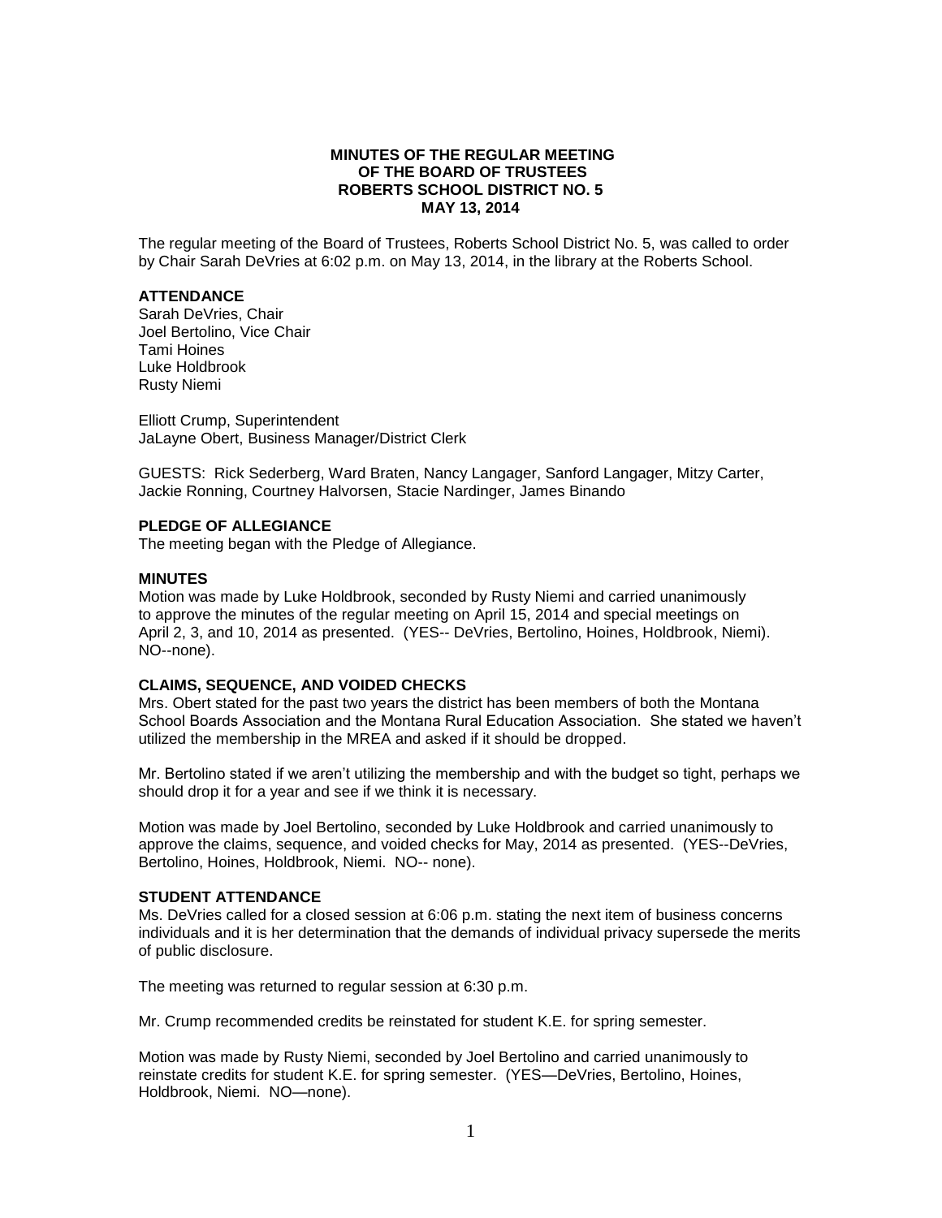**MINUTES OF THE REGULAR MEETING**
**OF THE BOARD OF TRUSTEES**
**ROBERTS SCHOOL DISTRICT NO. 5**
**MAY 13, 2014**

The regular meeting of the Board of Trustees, Roberts School District No. 5, was called to order by Chair Sarah DeVries at 6:02 p.m. on May 13, 2014, in the library at the Roberts School.

**ATTENDANCE**

Sarah DeVries, Chair
Joel Bertolino, Vice Chair
Tami Hoines
Luke Holdbrook
Rusty Niemi

Elliott Crump, Superintendent
JaLayne Obert, Business Manager/District Clerk

GUESTS: Rick Sederberg, Ward Braten, Nancy Langager, Sanford Langager, Mitzy Carter, Jackie Ronning, Courtney Halvorsen, Stacie Nardinger, James Binando

**PLEDGE OF ALLEGIANCE**

The meeting began with the Pledge of Allegiance.

**MINUTES**

Motion was made by Luke Holdbrook, seconded by Rusty Niemi and carried unanimously to approve the minutes of the regular meeting on April 15, 2014 and special meetings on April 2, 3, and 10, 2014 as presented. (YES-- DeVries, Bertolino, Hoines, Holdbrook, Niemi). NO--none).

**CLAIMS, SEQUENCE, AND VOIDED CHECKS**

Mrs. Obert stated for the past two years the district has been members of both the Montana School Boards Association and the Montana Rural Education Association. She stated we haven't utilized the membership in the MREA and asked if it should be dropped.

Mr. Bertolino stated if we aren't utilizing the membership and with the budget so tight, perhaps we should drop it for a year and see if we think it is necessary.

Motion was made by Joel Bertolino, seconded by Luke Holdbrook and carried unanimously to approve the claims, sequence, and voided checks for May, 2014 as presented. (YES--DeVries, Bertolino, Hoines, Holdbrook, Niemi. NO-- none).

**STUDENT ATTENDANCE**

Ms. DeVries called for a closed session at 6:06 p.m. stating the next item of business concerns individuals and it is her determination that the demands of individual privacy supersede the merits of public disclosure.

The meeting was returned to regular session at 6:30 p.m.

Mr. Crump recommended credits be reinstated for student K.E. for spring semester.

Motion was made by Rusty Niemi, seconded by Joel Bertolino and carried unanimously to reinstate credits for student K.E. for spring semester. (YES—DeVries, Bertolino, Hoines, Holdbrook, Niemi. NO—none).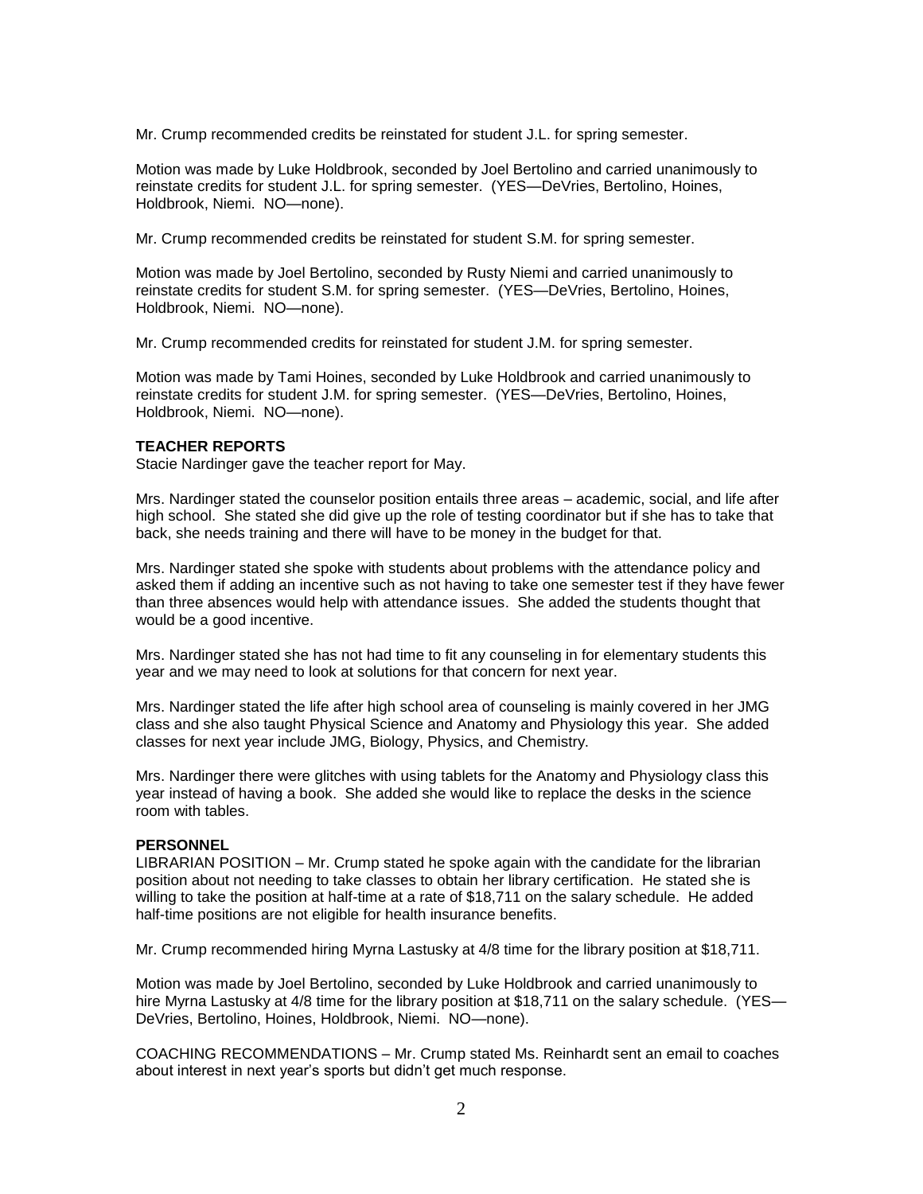Mr. Crump recommended credits be reinstated for student J.L. for spring semester.

Motion was made by Luke Holdbrook, seconded by Joel Bertolino and carried unanimously to reinstate credits for student J.L. for spring semester. (YES—DeVries, Bertolino, Hoines, Holdbrook, Niemi. NO—none).

Mr. Crump recommended credits be reinstated for student S.M. for spring semester.

Motion was made by Joel Bertolino, seconded by Rusty Niemi and carried unanimously to reinstate credits for student S.M. for spring semester. (YES—DeVries, Bertolino, Hoines, Holdbrook, Niemi. NO—none).

Mr. Crump recommended credits for reinstated for student J.M. for spring semester.

Motion was made by Tami Hoines, seconded by Luke Holdbrook and carried unanimously to reinstate credits for student J.M. for spring semester. (YES—DeVries, Bertolino, Hoines, Holdbrook, Niemi. NO—none).

**TEACHER REPORTS**
Stacie Nardinger gave the teacher report for May.

Mrs. Nardinger stated the counselor position entails three areas – academic, social, and life after high school. She stated she did give up the role of testing coordinator but if she has to take that back, she needs training and there will have to be money in the budget for that.

Mrs. Nardinger stated she spoke with students about problems with the attendance policy and asked them if adding an incentive such as not having to take one semester test if they have fewer than three absences would help with attendance issues. She added the students thought that would be a good incentive.

Mrs. Nardinger stated she has not had time to fit any counseling in for elementary students this year and we may need to look at solutions for that concern for next year.

Mrs. Nardinger stated the life after high school area of counseling is mainly covered in her JMG class and she also taught Physical Science and Anatomy and Physiology this year. She added classes for next year include JMG, Biology, Physics, and Chemistry.

Mrs. Nardinger there were glitches with using tablets for the Anatomy and Physiology class this year instead of having a book. She added she would like to replace the desks in the science room with tables.

**PERSONNEL**
LIBRARIAN POSITION – Mr. Crump stated he spoke again with the candidate for the librarian position about not needing to take classes to obtain her library certification. He stated she is willing to take the position at half-time at a rate of $18,711 on the salary schedule. He added half-time positions are not eligible for health insurance benefits.

Mr. Crump recommended hiring Myrna Lastusky at 4/8 time for the library position at $18,711.

Motion was made by Joel Bertolino, seconded by Luke Holdbrook and carried unanimously to hire Myrna Lastusky at 4/8 time for the library position at $18,711 on the salary schedule. (YES—DeVries, Bertolino, Hoines, Holdbrook, Niemi. NO—none).

COACHING RECOMMENDATIONS – Mr. Crump stated Ms. Reinhardt sent an email to coaches about interest in next year's sports but didn't get much response.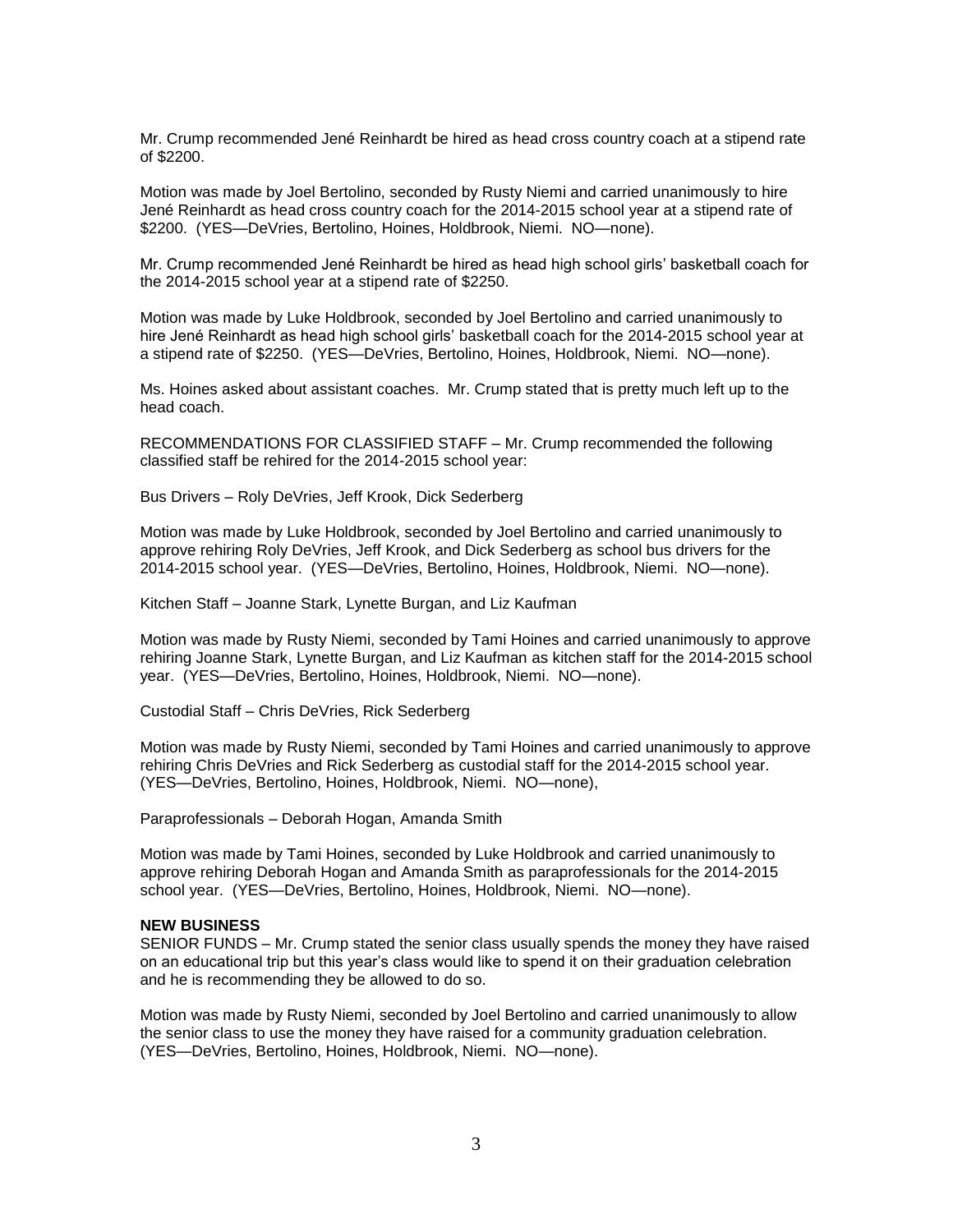Mr. Crump recommended Jené Reinhardt be hired as head cross country coach at a stipend rate of $2200.

Motion was made by Joel Bertolino, seconded by Rusty Niemi and carried unanimously to hire Jené Reinhardt as head cross country coach for the 2014-2015 school year at a stipend rate of $2200. (YES—DeVries, Bertolino, Hoines, Holdbrook, Niemi. NO—none).

Mr. Crump recommended Jené Reinhardt be hired as head high school girls' basketball coach for the 2014-2015 school year at a stipend rate of $2250.

Motion was made by Luke Holdbrook, seconded by Joel Bertolino and carried unanimously to hire Jené Reinhardt as head high school girls' basketball coach for the 2014-2015 school year at a stipend rate of $2250. (YES—DeVries, Bertolino, Hoines, Holdbrook, Niemi. NO—none).

Ms. Hoines asked about assistant coaches. Mr. Crump stated that is pretty much left up to the head coach.

RECOMMENDATIONS FOR CLASSIFIED STAFF – Mr. Crump recommended the following classified staff be rehired for the 2014-2015 school year:

Bus Drivers – Roly DeVries, Jeff Krook, Dick Sederberg

Motion was made by Luke Holdbrook, seconded by Joel Bertolino and carried unanimously to approve rehiring Roly DeVries, Jeff Krook, and Dick Sederberg as school bus drivers for the 2014-2015 school year. (YES—DeVries, Bertolino, Hoines, Holdbrook, Niemi. NO—none).

Kitchen Staff – Joanne Stark, Lynette Burgan, and Liz Kaufman

Motion was made by Rusty Niemi, seconded by Tami Hoines and carried unanimously to approve rehiring Joanne Stark, Lynette Burgan, and Liz Kaufman as kitchen staff for the 2014-2015 school year. (YES—DeVries, Bertolino, Hoines, Holdbrook, Niemi. NO—none).

Custodial Staff – Chris DeVries, Rick Sederberg

Motion was made by Rusty Niemi, seconded by Tami Hoines and carried unanimously to approve rehiring Chris DeVries and Rick Sederberg as custodial staff for the 2014-2015 school year. (YES—DeVries, Bertolino, Hoines, Holdbrook, Niemi. NO—none),

Paraprofessionals – Deborah Hogan, Amanda Smith

Motion was made by Tami Hoines, seconded by Luke Holdbrook and carried unanimously to approve rehiring Deborah Hogan and Amanda Smith as paraprofessionals for the 2014-2015 school year. (YES—DeVries, Bertolino, Hoines, Holdbrook, Niemi. NO—none).

**NEW BUSINESS**

SENIOR FUNDS – Mr. Crump stated the senior class usually spends the money they have raised on an educational trip but this year's class would like to spend it on their graduation celebration and he is recommending they be allowed to do so.

Motion was made by Rusty Niemi, seconded by Joel Bertolino and carried unanimously to allow the senior class to use the money they have raised for a community graduation celebration. (YES—DeVries, Bertolino, Hoines, Holdbrook, Niemi. NO—none).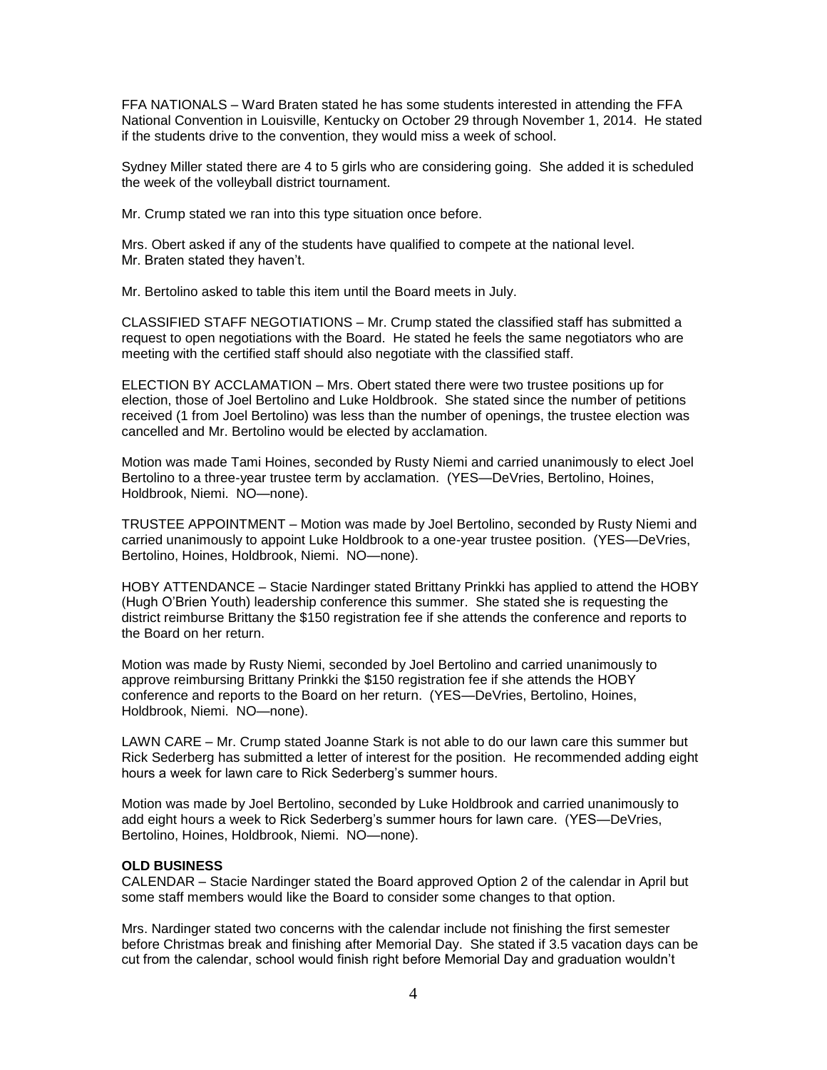FFA NATIONALS – Ward Braten stated he has some students interested in attending the FFA National Convention in Louisville, Kentucky on October 29 through November 1, 2014. He stated if the students drive to the convention, they would miss a week of school.

Sydney Miller stated there are 4 to 5 girls who are considering going. She added it is scheduled the week of the volleyball district tournament.

Mr. Crump stated we ran into this type situation once before.

Mrs. Obert asked if any of the students have qualified to compete at the national level. Mr. Braten stated they haven't.

Mr. Bertolino asked to table this item until the Board meets in July.

CLASSIFIED STAFF NEGOTIATIONS – Mr. Crump stated the classified staff has submitted a request to open negotiations with the Board. He stated he feels the same negotiators who are meeting with the certified staff should also negotiate with the classified staff.

ELECTION BY ACCLAMATION – Mrs. Obert stated there were two trustee positions up for election, those of Joel Bertolino and Luke Holdbrook. She stated since the number of petitions received (1 from Joel Bertolino) was less than the number of openings, the trustee election was cancelled and Mr. Bertolino would be elected by acclamation.

Motion was made Tami Hoines, seconded by Rusty Niemi and carried unanimously to elect Joel Bertolino to a three-year trustee term by acclamation. (YES—DeVries, Bertolino, Hoines, Holdbrook, Niemi. NO—none).

TRUSTEE APPOINTMENT – Motion was made by Joel Bertolino, seconded by Rusty Niemi and carried unanimously to appoint Luke Holdbrook to a one-year trustee position. (YES—DeVries, Bertolino, Hoines, Holdbrook, Niemi. NO—none).

HOBY ATTENDANCE – Stacie Nardinger stated Brittany Prinkki has applied to attend the HOBY (Hugh O'Brien Youth) leadership conference this summer. She stated she is requesting the district reimburse Brittany the $150 registration fee if she attends the conference and reports to the Board on her return.

Motion was made by Rusty Niemi, seconded by Joel Bertolino and carried unanimously to approve reimbursing Brittany Prinkki the $150 registration fee if she attends the HOBY conference and reports to the Board on her return. (YES—DeVries, Bertolino, Hoines, Holdbrook, Niemi. NO—none).

LAWN CARE – Mr. Crump stated Joanne Stark is not able to do our lawn care this summer but Rick Sederberg has submitted a letter of interest for the position. He recommended adding eight hours a week for lawn care to Rick Sederberg's summer hours.

Motion was made by Joel Bertolino, seconded by Luke Holdbrook and carried unanimously to add eight hours a week to Rick Sederberg's summer hours for lawn care. (YES—DeVries, Bertolino, Hoines, Holdbrook, Niemi. NO—none).

**OLD BUSINESS**

CALENDAR – Stacie Nardinger stated the Board approved Option 2 of the calendar in April but some staff members would like the Board to consider some changes to that option.

Mrs. Nardinger stated two concerns with the calendar include not finishing the first semester before Christmas break and finishing after Memorial Day. She stated if 3.5 vacation days can be cut from the calendar, school would finish right before Memorial Day and graduation wouldn't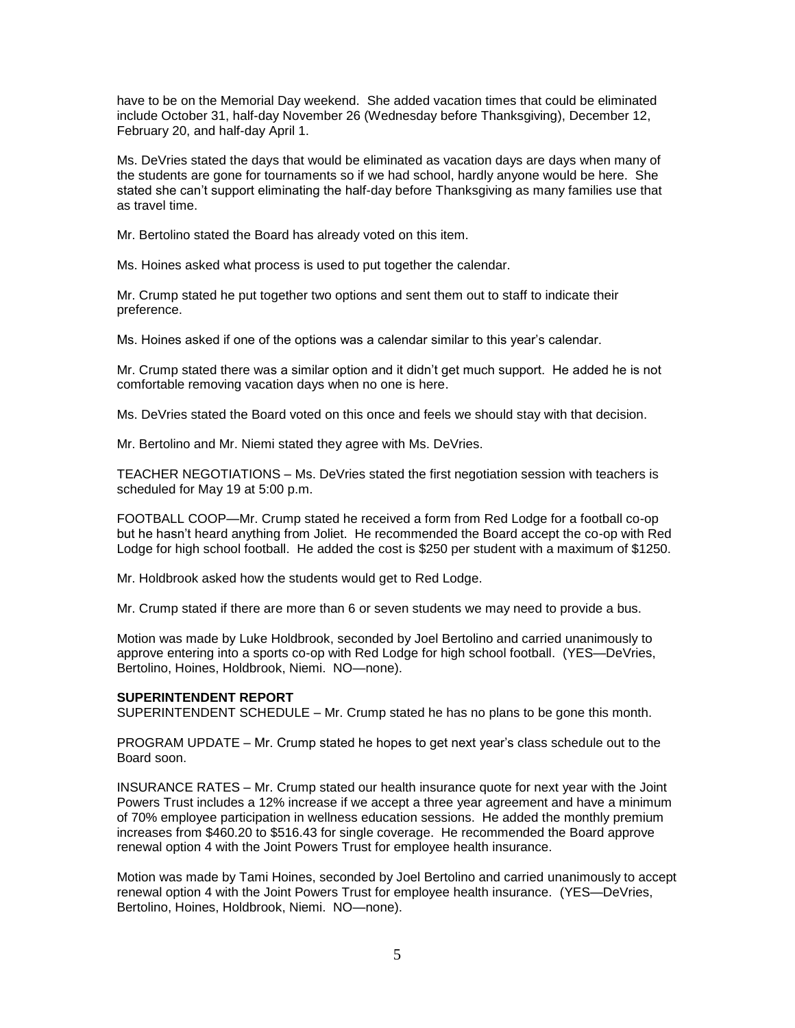have to be on the Memorial Day weekend. She added vacation times that could be eliminated include October 31, half-day November 26 (Wednesday before Thanksgiving), December 12, February 20, and half-day April 1.

Ms. DeVries stated the days that would be eliminated as vacation days are days when many of the students are gone for tournaments so if we had school, hardly anyone would be here. She stated she can't support eliminating the half-day before Thanksgiving as many families use that as travel time.

Mr. Bertolino stated the Board has already voted on this item.

Ms. Hoines asked what process is used to put together the calendar.

Mr. Crump stated he put together two options and sent them out to staff to indicate their preference.

Ms. Hoines asked if one of the options was a calendar similar to this year's calendar.

Mr. Crump stated there was a similar option and it didn't get much support. He added he is not comfortable removing vacation days when no one is here.

Ms. DeVries stated the Board voted on this once and feels we should stay with that decision.

Mr. Bertolino and Mr. Niemi stated they agree with Ms. DeVries.

TEACHER NEGOTIATIONS – Ms. DeVries stated the first negotiation session with teachers is scheduled for May 19 at 5:00 p.m.

FOOTBALL COOP—Mr. Crump stated he received a form from Red Lodge for a football co-op but he hasn't heard anything from Joliet. He recommended the Board accept the co-op with Red Lodge for high school football. He added the cost is $250 per student with a maximum of $1250.

Mr. Holdbrook asked how the students would get to Red Lodge.

Mr. Crump stated if there are more than 6 or seven students we may need to provide a bus.

Motion was made by Luke Holdbrook, seconded by Joel Bertolino and carried unanimously to approve entering into a sports co-op with Red Lodge for high school football. (YES—DeVries, Bertolino, Hoines, Holdbrook, Niemi. NO—none).

**SUPERINTENDENT REPORT**

SUPERINTENDENT SCHEDULE – Mr. Crump stated he has no plans to be gone this month.

PROGRAM UPDATE – Mr. Crump stated he hopes to get next year's class schedule out to the Board soon.

INSURANCE RATES – Mr. Crump stated our health insurance quote for next year with the Joint Powers Trust includes a 12% increase if we accept a three year agreement and have a minimum of 70% employee participation in wellness education sessions. He added the monthly premium increases from $460.20 to $516.43 for single coverage. He recommended the Board approve renewal option 4 with the Joint Powers Trust for employee health insurance.

Motion was made by Tami Hoines, seconded by Joel Bertolino and carried unanimously to accept renewal option 4 with the Joint Powers Trust for employee health insurance. (YES—DeVries, Bertolino, Hoines, Holdbrook, Niemi. NO—none).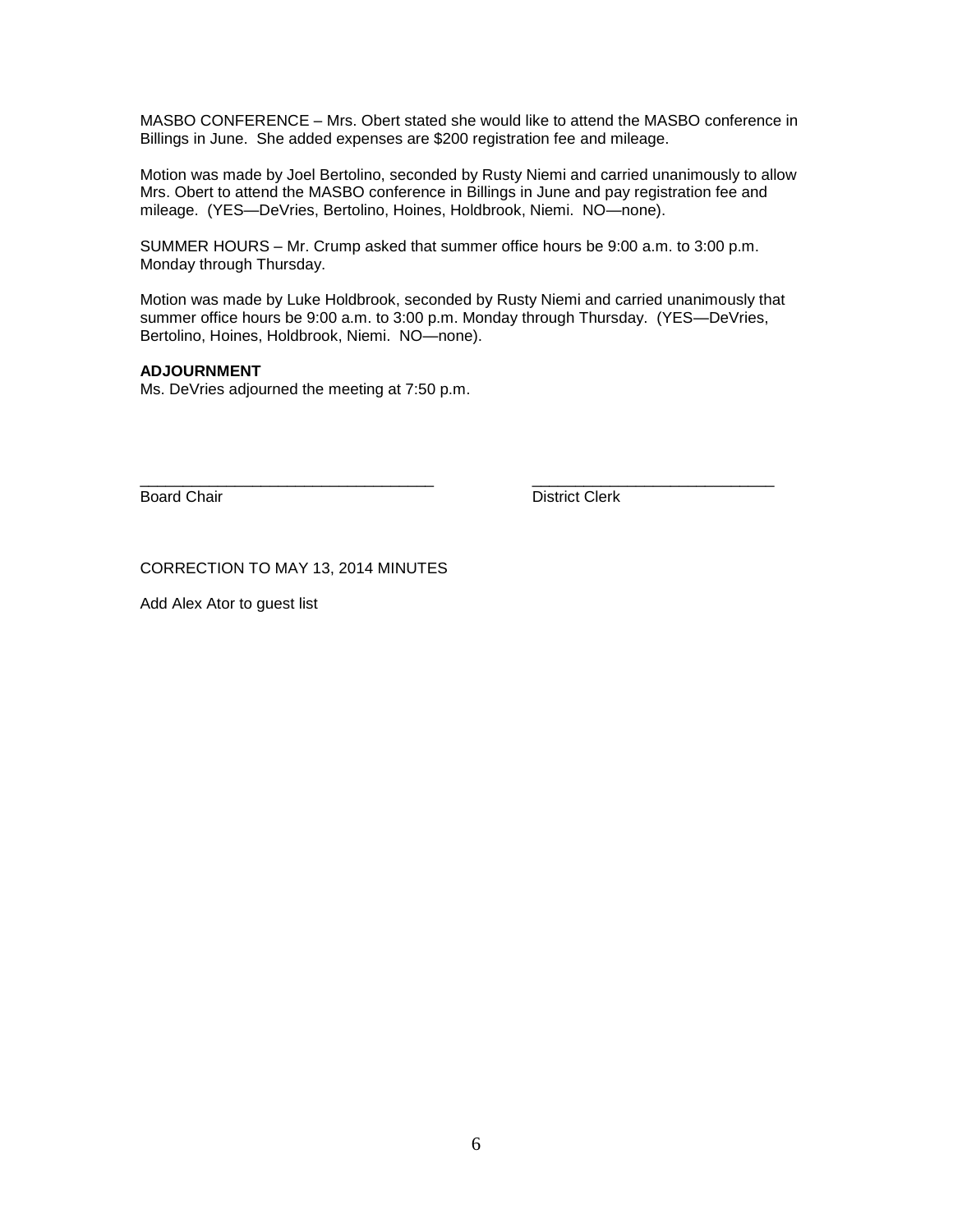MASBO CONFERENCE – Mrs. Obert stated she would like to attend the MASBO conference in Billings in June.  She added expenses are $200 registration fee and mileage.

Motion was made by Joel Bertolino, seconded by Rusty Niemi and carried unanimously to allow Mrs. Obert to attend the MASBO conference in Billings in June and pay registration fee and mileage.  (YES—DeVries, Bertolino, Hoines, Holdbrook, Niemi.  NO—none).

SUMMER HOURS – Mr. Crump asked that summer office hours be 9:00 a.m. to 3:00 p.m. Monday through Thursday.

Motion was made by Luke Holdbrook, seconded by Rusty Niemi and carried unanimously that summer office hours be 9:00 a.m. to 3:00 p.m. Monday through Thursday.  (YES—DeVries, Bertolino, Hoines, Holdbrook, Niemi.  NO—none).

**ADJOURNMENT**

Ms. DeVries adjourned the meeting at 7:50 p.m.

\_\_\_\_\_\_\_\_\_\_\_\_\_\_\_\_\_\_\_\_\_\_\_\_\_\_\_\_\_\_\_\_\_\_ Board Chair

\_\_\_\_\_\_\_\_\_\_\_\_\_\_\_\_\_\_\_\_\_\_\_\_\_\_\_\_\_\_ District Clerk

CORRECTION TO MAY 13, 2014 MINUTES

Add Alex Ator to guest list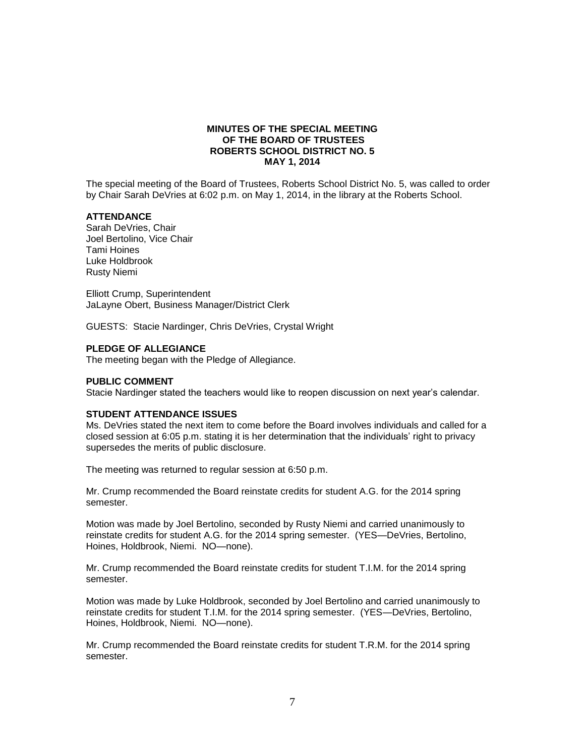**MINUTES OF THE SPECIAL MEETING**
**OF THE BOARD OF TRUSTEES**
**ROBERTS SCHOOL DISTRICT NO. 5**
**MAY 1, 2014**

The special meeting of the Board of Trustees, Roberts School District No. 5, was called to order by Chair Sarah DeVries at 6:02 p.m. on May 1, 2014, in the library at the Roberts School.

**ATTENDANCE**

Sarah DeVries, Chair
Joel Bertolino, Vice Chair
Tami Hoines
Luke Holdbrook
Rusty Niemi

Elliott Crump, Superintendent
JaLayne Obert, Business Manager/District Clerk

GUESTS: Stacie Nardinger, Chris DeVries, Crystal Wright

**PLEDGE OF ALLEGIANCE**

The meeting began with the Pledge of Allegiance.

**PUBLIC COMMENT**

Stacie Nardinger stated the teachers would like to reopen discussion on next year's calendar.

**STUDENT ATTENDANCE ISSUES**

Ms. DeVries stated the next item to come before the Board involves individuals and called for a closed session at 6:05 p.m. stating it is her determination that the individuals' right to privacy supersedes the merits of public disclosure.

The meeting was returned to regular session at 6:50 p.m.

Mr. Crump recommended the Board reinstate credits for student A.G. for the 2014 spring semester.

Motion was made by Joel Bertolino, seconded by Rusty Niemi and carried unanimously to reinstate credits for student A.G. for the 2014 spring semester. (YES—DeVries, Bertolino, Hoines, Holdbrook, Niemi. NO—none).

Mr. Crump recommended the Board reinstate credits for student T.I.M. for the 2014 spring semester.

Motion was made by Luke Holdbrook, seconded by Joel Bertolino and carried unanimously to reinstate credits for student T.I.M. for the 2014 spring semester. (YES—DeVries, Bertolino, Hoines, Holdbrook, Niemi. NO—none).

Mr. Crump recommended the Board reinstate credits for student T.R.M. for the 2014 spring semester.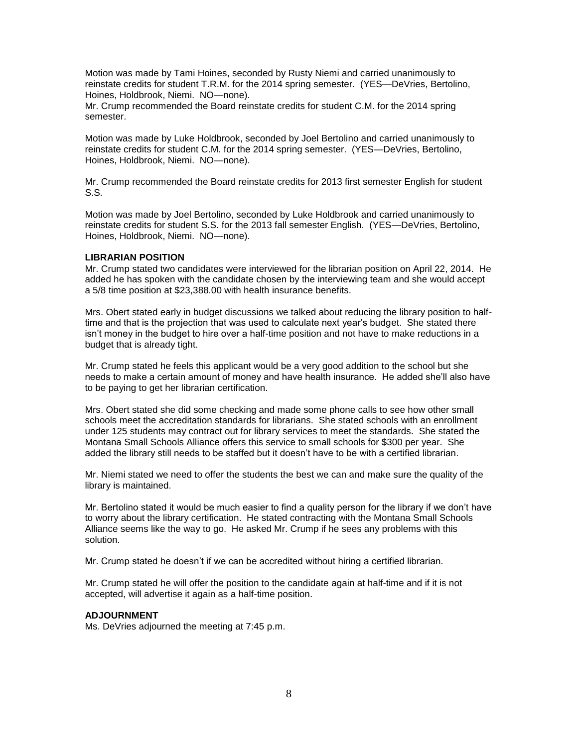Motion was made by Tami Hoines, seconded by Rusty Niemi and carried unanimously to reinstate credits for student T.R.M. for the 2014 spring semester. (YES—DeVries, Bertolino, Hoines, Holdbrook, Niemi. NO—none).
Mr. Crump recommended the Board reinstate credits for student C.M. for the 2014 spring semester.

Motion was made by Luke Holdbrook, seconded by Joel Bertolino and carried unanimously to reinstate credits for student C.M. for the 2014 spring semester. (YES—DeVries, Bertolino, Hoines, Holdbrook, Niemi. NO—none).

Mr. Crump recommended the Board reinstate credits for 2013 first semester English for student S.S.

Motion was made by Joel Bertolino, seconded by Luke Holdbrook and carried unanimously to reinstate credits for student S.S. for the 2013 fall semester English. (YES—DeVries, Bertolino, Hoines, Holdbrook, Niemi. NO—none).

**LIBRARIAN POSITION**
Mr. Crump stated two candidates were interviewed for the librarian position on April 22, 2014. He added he has spoken with the candidate chosen by the interviewing team and she would accept a 5/8 time position at $23,388.00 with health insurance benefits.

Mrs. Obert stated early in budget discussions we talked about reducing the library position to half-time and that is the projection that was used to calculate next year's budget. She stated there isn't money in the budget to hire over a half-time position and not have to make reductions in a budget that is already tight.

Mr. Crump stated he feels this applicant would be a very good addition to the school but she needs to make a certain amount of money and have health insurance. He added she'll also have to be paying to get her librarian certification.

Mrs. Obert stated she did some checking and made some phone calls to see how other small schools meet the accreditation standards for librarians. She stated schools with an enrollment under 125 students may contract out for library services to meet the standards. She stated the Montana Small Schools Alliance offers this service to small schools for $300 per year. She added the library still needs to be staffed but it doesn't have to be with a certified librarian.

Mr. Niemi stated we need to offer the students the best we can and make sure the quality of the library is maintained.

Mr. Bertolino stated it would be much easier to find a quality person for the library if we don't have to worry about the library certification. He stated contracting with the Montana Small Schools Alliance seems like the way to go. He asked Mr. Crump if he sees any problems with this solution.

Mr. Crump stated he doesn't if we can be accredited without hiring a certified librarian.

Mr. Crump stated he will offer the position to the candidate again at half-time and if it is not accepted, will advertise it again as a half-time position.

**ADJOURNMENT**
Ms. DeVries adjourned the meeting at 7:45 p.m.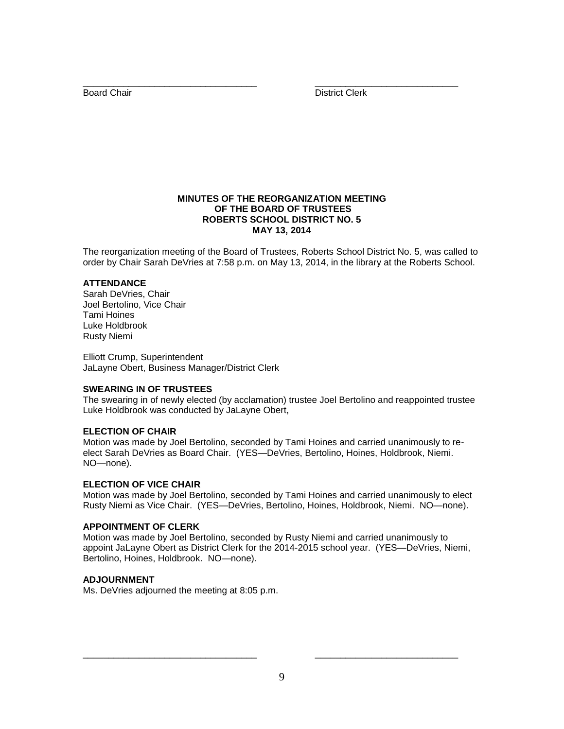\_\_\_\_\_\_\_\_\_\_\_\_\_\_\_\_\_\_\_\_\_\_\_\_\_\_\_\_\_\_\_\_\_\_ \_\_\_\_\_\_\_\_\_\_\_\_\_\_\_\_\_\_\_\_\_\_\_\_\_\_\_\_

Board Chair District Clerk

**MINUTES OF THE REORGANIZATION MEETING**
**OF THE BOARD OF TRUSTEES**
**ROBERTS SCHOOL DISTRICT NO. 5**
**MAY 13, 2014**

The reorganization meeting of the Board of Trustees, Roberts School District No. 5, was called to order by Chair Sarah DeVries at 7:58 p.m. on May 13, 2014, in the library at the Roberts School.

**ATTENDANCE**

Sarah DeVries, Chair
Joel Bertolino, Vice Chair
Tami Hoines
Luke Holdbrook
Rusty Niemi

Elliott Crump, Superintendent
JaLayne Obert, Business Manager/District Clerk

**SWEARING IN OF TRUSTEES**

The swearing in of newly elected (by acclamation) trustee Joel Bertolino and reappointed trustee Luke Holdbrook was conducted by JaLayne Obert,

**ELECTION OF CHAIR**

Motion was made by Joel Bertolino, seconded by Tami Hoines and carried unanimously to re-elect Sarah DeVries as Board Chair. (YES—DeVries, Bertolino, Hoines, Holdbrook, Niemi. NO—none).

**ELECTION OF VICE CHAIR**

Motion was made by Joel Bertolino, seconded by Tami Hoines and carried unanimously to elect Rusty Niemi as Vice Chair. (YES—DeVries, Bertolino, Hoines, Holdbrook, Niemi. NO—none).

**APPOINTMENT OF CLERK**

Motion was made by Joel Bertolino, seconded by Rusty Niemi and carried unanimously to appoint JaLayne Obert as District Clerk for the 2014-2015 school year. (YES—DeVries, Niemi, Bertolino, Hoines, Holdbrook. NO—none).

**ADJOURNMENT**

Ms. DeVries adjourned the meeting at 8:05 p.m.

\_\_\_\_\_\_\_\_\_\_\_\_\_\_\_\_\_\_\_\_\_\_\_\_\_\_\_\_\_\_\_\_\_\_ \_\_\_\_\_\_\_\_\_\_\_\_\_\_\_\_\_\_\_\_\_\_\_\_\_\_\_\_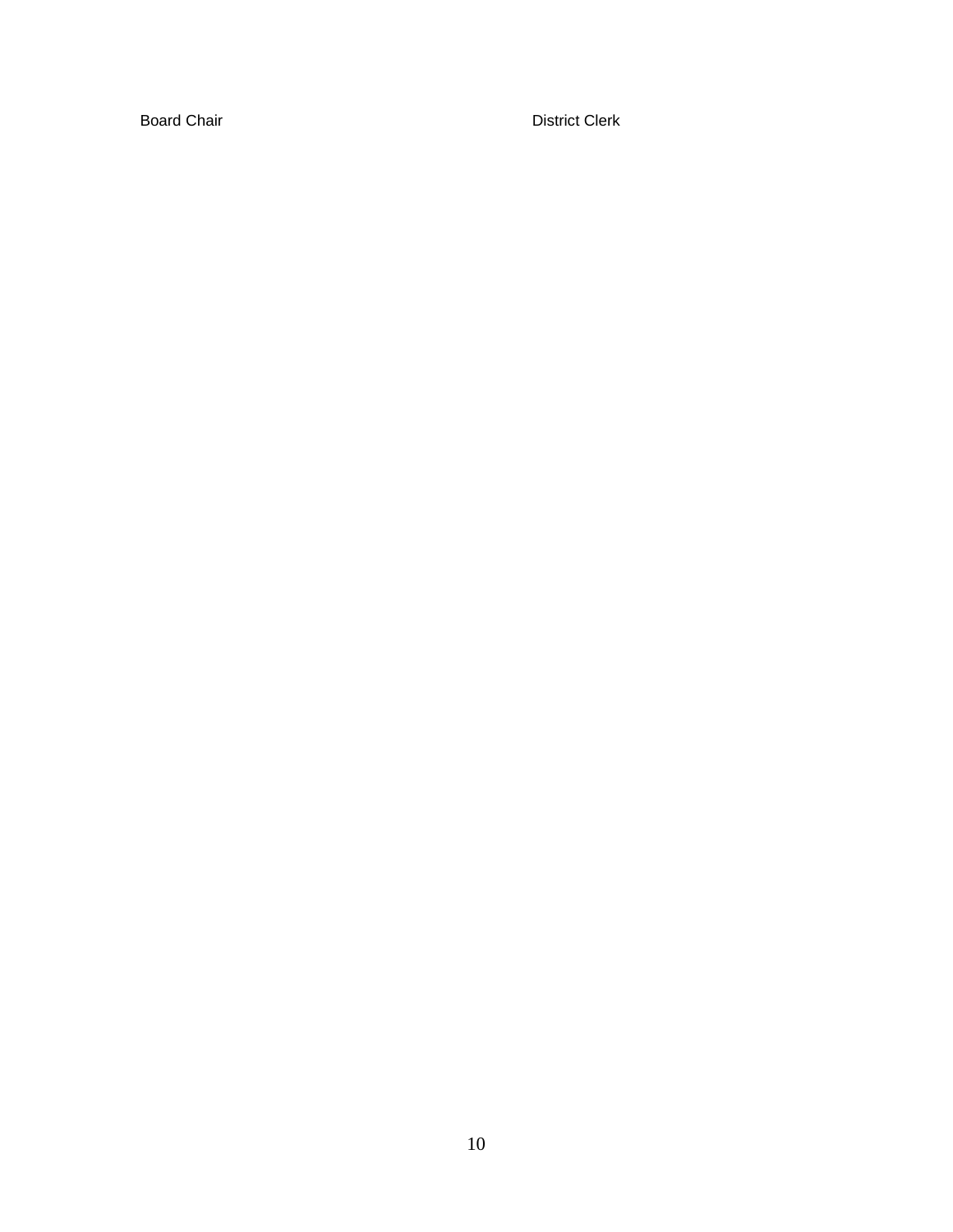Board Chair District Clerk